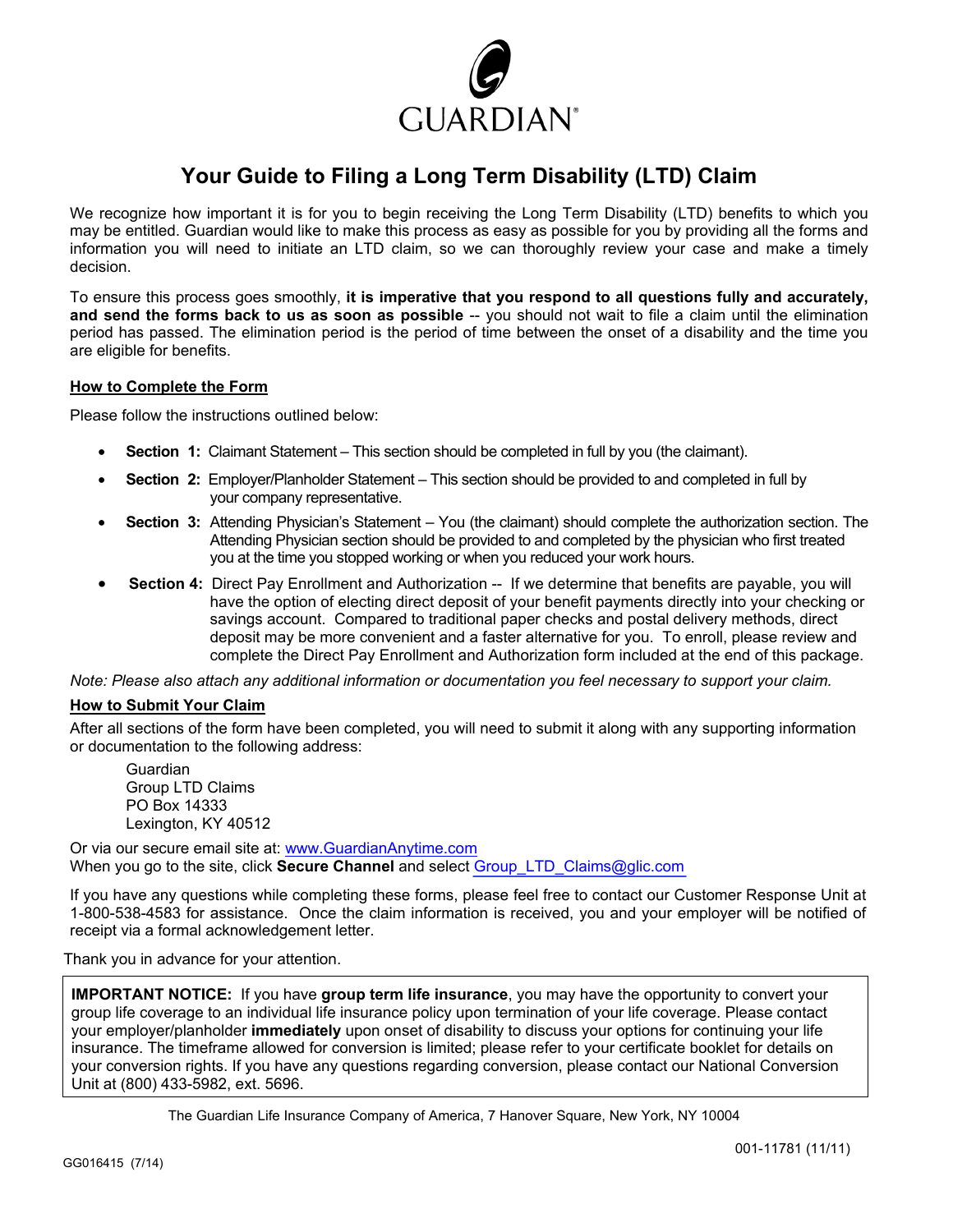GUARDIAN®

# Your Guide to Filing a Long Term Disability (LTD) Claim

We recognize how important it is for you to begin receiving the Long Term Disability (LTD) benefits to which you may be entitled. Guardian would like to make this process as easy as possible for you by providing all the forms and information you will need to initiate an LTD claim, so we can thoroughly review your case and make a timely decision.

To ensure this process goes smoothly, **it is imperative that you respond to all questions fully and accurately, and send the forms back to us as soon as possible** -- you should not wait to file a claim until the elimination period has passed. The elimination period is the period of time between the onset of a disability and the time you are eligible for benefits.

## How to Complete the Form

Please follow the instructions outlined below:

- **Section 1:** Claimant Statement – This section should be completed in full by you (the claimant).
- **Section 2:** Employer/Planholder Statement – This section should be provided to and completed in full by your company representative.
- **Section 3:** Attending Physician's Statement – You (the claimant) should complete the authorization section. The Attending Physician section should be provided to and completed by the physician who first treated you at the time you stopped working or when you reduced your work hours.
- **Section 4:** Direct Pay Enrollment and Authorization -- If we determine that benefits are payable, you will have the option of electing direct deposit of your benefit payments directly into your checking or savings account. Compared to traditional paper checks and postal delivery methods, direct deposit may be more convenient and a faster alternative for you. To enroll, please review and complete the Direct Pay Enrollment and Authorization form included at the end of this package.

*Note: Please also attach any additional information or documentation you feel necessary to support your claim.*

## How to Submit Your Claim

After all sections of the form have been completed, you will need to submit it along with any supporting information or documentation to the following address:

Guardian
Group LTD Claims
PO Box 14333
Lexington, KY 40512

Or via our secure email site at: www.GuardianAnytime.com
When you go to the site, click **Secure Channel** and select Group_LTD_Claims@glic.com

If you have any questions while completing these forms, please feel free to contact our Customer Response Unit at 1-800-538-4583 for assistance. Once the claim information is received, you and your employer will be notified of receipt via a formal acknowledgement letter.

Thank you in advance for your attention.

**IMPORTANT NOTICE:** If you have **group term life insurance**, you may have the opportunity to convert your group life coverage to an individual life insurance policy upon termination of your life coverage. Please contact your employer/planholder **immediately** upon onset of disability to discuss your options for continuing your life insurance. The timeframe allowed for conversion is limited; please refer to your certificate booklet for details on your conversion rights. If you have any questions regarding conversion, please contact our National Conversion Unit at (800) 433-5982, ext. 5696.

The Guardian Life Insurance Company of America, 7 Hanover Square, New York, NY 10004

001-11781 (11/11)

GG016415 (7/14)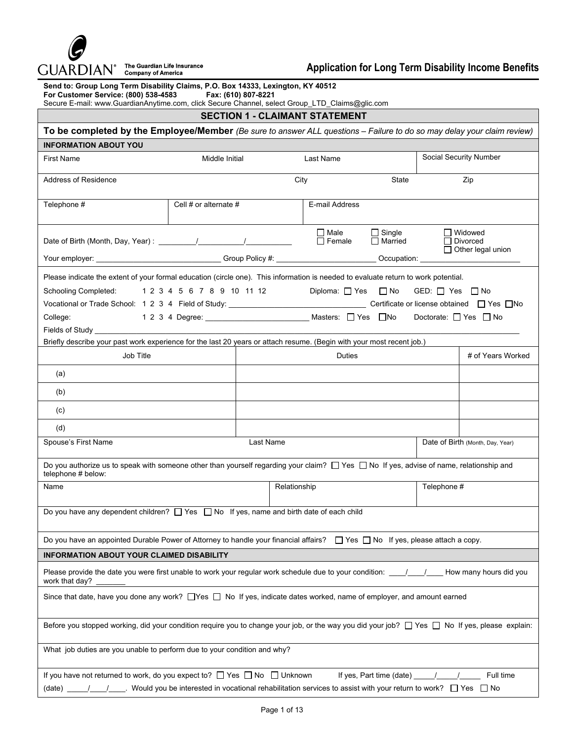GUARDIAN® The Guardian Life Insurance Company of America

# Application for Long Term Disability Income Benefits

**Send to: Group Long Term Disability Claims, P.O. Box 14333, Lexington, KY 40512**
**For Customer Service: (800) 538-4583 Fax: (610) 807-8221**
Secure E-mail: www.GuardianAnytime.com, click Secure Channel, select Group_LTD_Claims@glic.com

## SECTION 1 - CLAIMANT STATEMENT

**To be completed by the Employee/Member** *(Be sure to answer ALL questions – Failure to do so may delay your claim review)*

### INFORMATION ABOUT YOU

| | | | |
|---|---|---|---|
| First Name | Middle Initial | Last Name | Social Security Number |

| | | | |
|---|---|---|---|
| Address of Residence | City | State | Zip |

| | | |
|---|---|---|
| Telephone # | Cell # or alternate # | E-mail Address |

Date of Birth (Month, Day, Year) : _________/___________/___________ ☐ Male ☐ Female ☐ Single ☐ Married ☐ Widowed ☐ Divorced ☐ Other legal union

Your employer: _____________________________ Group Policy #: ________________________ Occupation: ________________________

Please indicate the extent of your formal education (circle one). This information is needed to evaluate return to work potential.

Schooling Completed: 1 2 3 4 5 6 7 8 9 10 11 12 Diploma: ☐ Yes ☐ No GED: ☐ Yes ☐ No

Vocational or Trade School: 1 2 3 4 Field of Study: _________________________________ Certificate or license obtained ☐ Yes ☐ No

College: 1 2 3 4 Degree: _________________________ Masters: ☐ Yes ☐ No Doctorate: ☐ Yes ☐ No

Fields of Study ________________________________________________________________________________________

Briefly describe your past work experience for the last 20 years or attach resume. (Begin with your most recent job.)

| Job Title | Duties | # of Years Worked |
|---|---|---|
| (a) | | |
| (b) | | |
| (c) | | |
| (d) | | |

| | | |
|---|---|---|
| Spouse's First Name | Last Name | Date of Birth (Month, Day, Year) |

Do you authorize us to speak with someone other than yourself regarding your claim? ☐ Yes ☐ No If yes, advise of name, relationship and telephone # below:

| | | |
|---|---|---|
| Name | Relationship | Telephone # |

Do you have any dependent children? ☐ Yes ☐ No If yes, name and birth date of each child

Do you have an appointed Durable Power of Attorney to handle your financial affairs? ☐ Yes ☐ No If yes, please attach a copy.

### INFORMATION ABOUT YOUR CLAIMED DISABILITY

Please provide the date you were first unable to work your regular work schedule due to your condition: ____/____/____ How many hours did you work that day? _______

Since that date, have you done any work? ☐ Yes ☐ No If yes, indicate dates worked, name of employer, and amount earned

Before you stopped working, did your condition require you to change your job, or the way you did your job? ☐ Yes ☐ No If yes, please explain:

What job duties are you unable to perform due to your condition and why?

If you have not returned to work, do you expect to? ☐ Yes ☐ No ☐ Unknown If yes, Part time (date) _____/_____/_____ Full time (date) _____/____/____. Would you be interested in vocational rehabilitation services to assist with your return to work? ☐ Yes ☐ No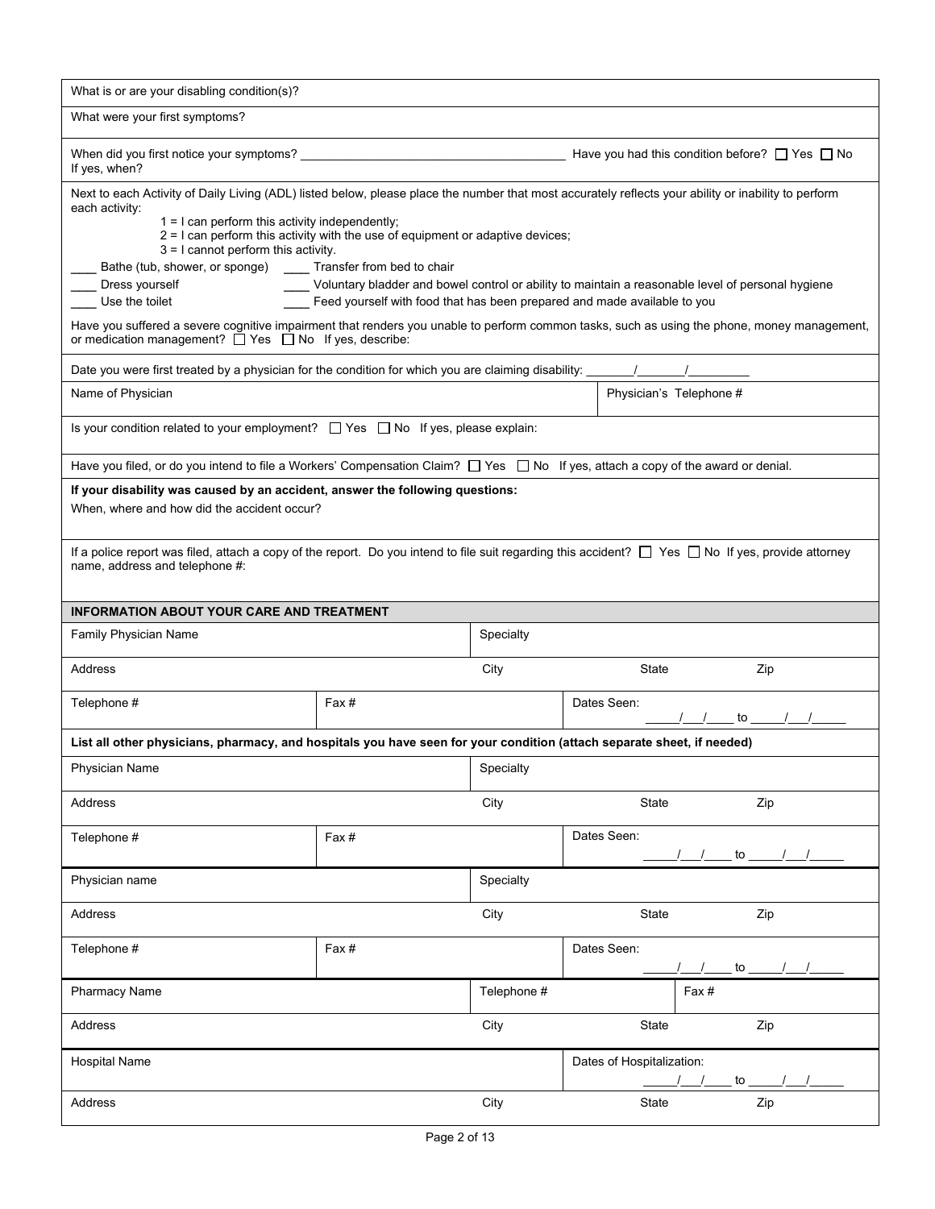What is or are your disabling condition(s)?

What were your first symptoms?

When did you first notice your symptoms? ________________________________________ Have you had this condition before? ☐ Yes ☐ No
If yes, when?

Next to each Activity of Daily Living (ADL) listed below, please place the number that most accurately reflects your ability or inability to perform each activity:

1 = I can perform this activity independently;
2 = I can perform this activity with the use of equipment or adaptive devices;
3 = I cannot perform this activity.

____ Bathe (tub, shower, or sponge) ____ Transfer from bed to chair
____ Dress yourself ____ Voluntary bladder and bowel control or ability to maintain a reasonable level of personal hygiene
____ Use the toilet ____ Feed yourself with food that has been prepared and made available to you

Have you suffered a severe cognitive impairment that renders you unable to perform common tasks, such as using the phone, money management, or medication management? ☐ Yes ☐ No If yes, describe:

Date you were first treated by a physician for the condition for which you are claiming disability: _______/_______/_________

| | |
|---|---|
| Name of Physician | Physician's Telephone # |

Is your condition related to your employment? ☐ Yes ☐ No If yes, please explain:

Have you filed, or do you intend to file a Workers' Compensation Claim? ☐ Yes ☐ No If yes, attach a copy of the award or denial.

**If your disability was caused by an accident, answer the following questions:**

When, where and how did the accident occur?

If a police report was filed, attach a copy of the report. Do you intend to file suit regarding this accident? ☐ Yes ☐ No If yes, provide attorney name, address and telephone #:

## INFORMATION ABOUT YOUR CARE AND TREATMENT

| | | | | |
|---|---|---|---|---|
| Family Physician Name | | Specialty | | |
| Address | | City | State | Zip |
| Telephone # | Fax # | | Dates Seen: _____/___/____ to _____/___/_____ | |

**List all other physicians, pharmacy, and hospitals you have seen for your condition (attach separate sheet, if needed)**

| | | | | |
|---|---|---|---|---|
| Physician Name | | Specialty | | |
| Address | | City | State | Zip |
| Telephone # | Fax # | | Dates Seen: _____/___/____ to _____/___/_____ | |
| Physician name | | Specialty | | |
| Address | | City | State | Zip |
| Telephone # | Fax # | | Dates Seen: _____/___/____ to _____/___/_____ | |
| Pharmacy Name | | Telephone # | | Fax # |
| Address | | City | State | Zip |
| Hospital Name | | | Dates of Hospitalization: _____/___/____ to _____/___/_____ | |
| Address | | City | State | Zip |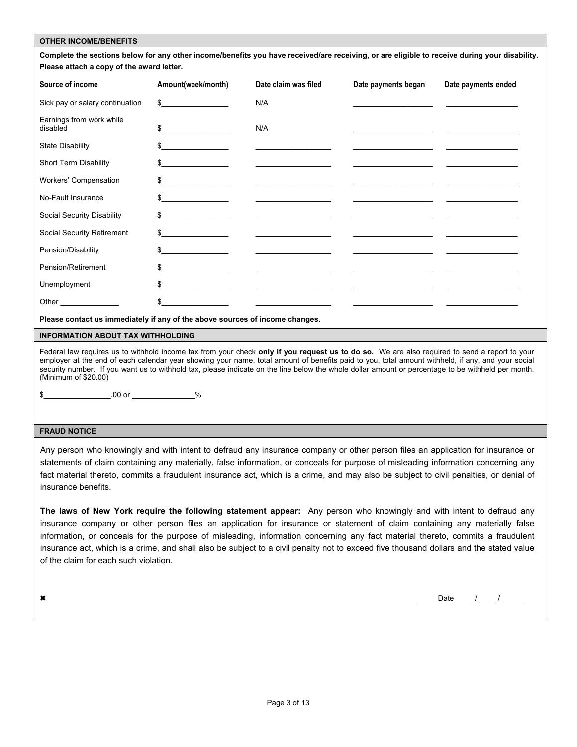## OTHER INCOME/BENEFITS

**Complete the sections below for any other income/benefits you have received/are receiving, or are eligible to receive during your disability. Please attach a copy of the award letter.**

| Source of income | Amount(week/month) | Date claim was filed | Date payments began | Date payments ended |
|---|---|---|---|---|
| Sick pay or salary continuation | $________________ | N/A | ___________________ | _________________ |
| Earnings from work while disabled | $________________ | N/A | ___________________ | _________________ |
| State Disability | $________________ | __________________ | ___________________ | _________________ |
| Short Term Disability | $________________ | __________________ | ___________________ | _________________ |
| Workers' Compensation | $________________ | __________________ | ___________________ | _________________ |
| No-Fault Insurance | $________________ | __________________ | ___________________ | _________________ |
| Social Security Disability | $________________ | __________________ | ___________________ | _________________ |
| Social Security Retirement | $________________ | __________________ | ___________________ | _________________ |
| Pension/Disability | $________________ | __________________ | ___________________ | _________________ |
| Pension/Retirement | $________________ | __________________ | ___________________ | _________________ |
| Unemployment | $________________ | __________________ | ___________________ | _________________ |
| Other ______________ | $________________ | __________________ | ___________________ | _________________ |

**Please contact us immediately if any of the above sources of income changes.**

## INFORMATION ABOUT TAX WITHHOLDING

Federal law requires us to withhold income tax from your check **only if you request us to do so.** We are also required to send a report to your employer at the end of each calendar year showing your name, total amount of benefits paid to you, total amount withheld, if any, and your social security number. If you want us to withhold tax, please indicate on the line below the whole dollar amount or percentage to be withheld per month. (Minimum of $20.00)

$________________.00 or _______________%

## FRAUD NOTICE

Any person who knowingly and with intent to defraud any insurance company or other person files an application for insurance or statements of claim containing any materially, false information, or conceals for purpose of misleading information concerning any fact material thereto, commits a fraudulent insurance act, which is a crime, and may also be subject to civil penalties, or denial of insurance benefits.

**The laws of New York require the following statement appear:** Any person who knowingly and with intent to defraud any insurance company or other person files an application for insurance or statement of claim containing any materially false information, or conceals for the purpose of misleading, information concerning any fact material thereto, commits a fraudulent insurance act, which is a crime, and shall also be subject to a civil penalty not to exceed five thousand dollars and the stated value of the claim for each such violation.

✖______________________________________________________________________ Date ____ / ____ / _____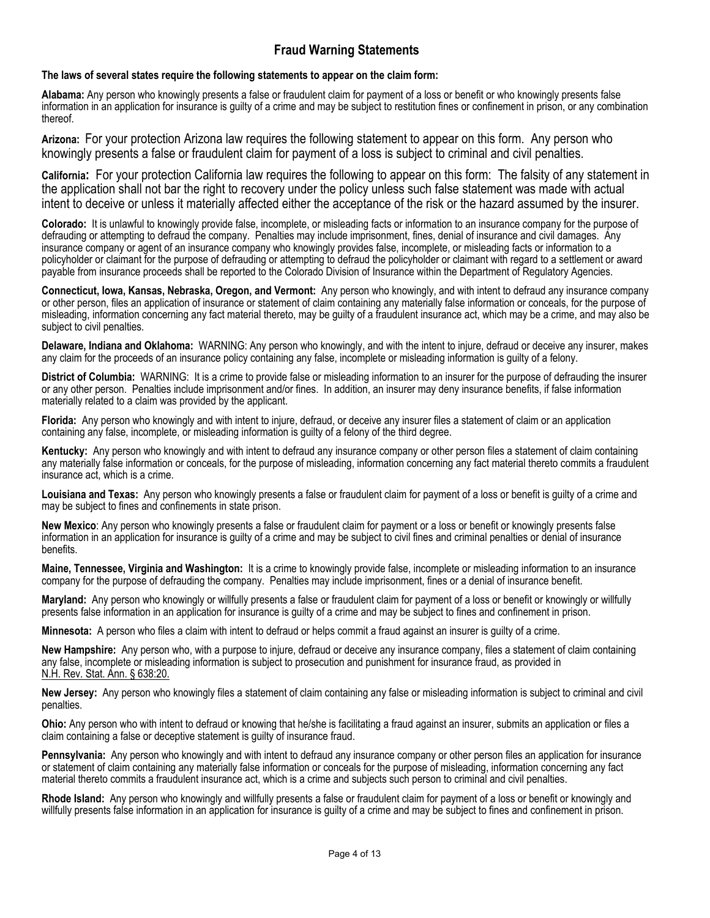## Fraud Warning Statements

**The laws of several states require the following statements to appear on the claim form:**

**Alabama:** Any person who knowingly presents a false or fraudulent claim for payment of a loss or benefit or who knowingly presents false information in an application for insurance is guilty of a crime and may be subject to restitution fines or confinement in prison, or any combination thereof.

**Arizona:** For your protection Arizona law requires the following statement to appear on this form. Any person who knowingly presents a false or fraudulent claim for payment of a loss is subject to criminal and civil penalties.

**California:** For your protection California law requires the following to appear on this form: The falsity of any statement in the application shall not bar the right to recovery under the policy unless such false statement was made with actual intent to deceive or unless it materially affected either the acceptance of the risk or the hazard assumed by the insurer.

**Colorado:** It is unlawful to knowingly provide false, incomplete, or misleading facts or information to an insurance company for the purpose of defrauding or attempting to defraud the company. Penalties may include imprisonment, fines, denial of insurance and civil damages. Any insurance company or agent of an insurance company who knowingly provides false, incomplete, or misleading facts or information to a policyholder or claimant for the purpose of defrauding or attempting to defraud the policyholder or claimant with regard to a settlement or award payable from insurance proceeds shall be reported to the Colorado Division of Insurance within the Department of Regulatory Agencies.

**Connecticut, Iowa, Kansas, Nebraska, Oregon, and Vermont:** Any person who knowingly, and with intent to defraud any insurance company or other person, files an application of insurance or statement of claim containing any materially false information or conceals, for the purpose of misleading, information concerning any fact material thereto, may be guilty of a fraudulent insurance act, which may be a crime, and may also be subject to civil penalties.

**Delaware, Indiana and Oklahoma:** WARNING: Any person who knowingly, and with the intent to injure, defraud or deceive any insurer, makes any claim for the proceeds of an insurance policy containing any false, incomplete or misleading information is guilty of a felony.

**District of Columbia:** WARNING: It is a crime to provide false or misleading information to an insurer for the purpose of defrauding the insurer or any other person. Penalties include imprisonment and/or fines. In addition, an insurer may deny insurance benefits, if false information materially related to a claim was provided by the applicant.

**Florida:** Any person who knowingly and with intent to injure, defraud, or deceive any insurer files a statement of claim or an application containing any false, incomplete, or misleading information is guilty of a felony of the third degree.

**Kentucky:** Any person who knowingly and with intent to defraud any insurance company or other person files a statement of claim containing any materially false information or conceals, for the purpose of misleading, information concerning any fact material thereto commits a fraudulent insurance act, which is a crime.

**Louisiana and Texas:** Any person who knowingly presents a false or fraudulent claim for payment of a loss or benefit is guilty of a crime and may be subject to fines and confinements in state prison.

**New Mexico**: Any person who knowingly presents a false or fraudulent claim for payment or a loss or benefit or knowingly presents false information in an application for insurance is guilty of a crime and may be subject to civil fines and criminal penalties or denial of insurance benefits.

**Maine, Tennessee, Virginia and Washington:** It is a crime to knowingly provide false, incomplete or misleading information to an insurance company for the purpose of defrauding the company. Penalties may include imprisonment, fines or a denial of insurance benefit.

**Maryland:** Any person who knowingly or willfully presents a false or fraudulent claim for payment of a loss or benefit or knowingly or willfully presents false information in an application for insurance is guilty of a crime and may be subject to fines and confinement in prison.

**Minnesota:** A person who files a claim with intent to defraud or helps commit a fraud against an insurer is guilty of a crime.

**New Hampshire:** Any person who, with a purpose to injure, defraud or deceive any insurance company, files a statement of claim containing any false, incomplete or misleading information is subject to prosecution and punishment for insurance fraud, as provided in N.H. Rev. Stat. Ann. § 638:20.

**New Jersey:** Any person who knowingly files a statement of claim containing any false or misleading information is subject to criminal and civil penalties.

**Ohio:** Any person who with intent to defraud or knowing that he/she is facilitating a fraud against an insurer, submits an application or files a claim containing a false or deceptive statement is guilty of insurance fraud.

**Pennsylvania:** Any person who knowingly and with intent to defraud any insurance company or other person files an application for insurance or statement of claim containing any materially false information or conceals for the purpose of misleading, information concerning any fact material thereto commits a fraudulent insurance act, which is a crime and subjects such person to criminal and civil penalties.

**Rhode Island:** Any person who knowingly and willfully presents a false or fraudulent claim for payment of a loss or benefit or knowingly and willfully presents false information in an application for insurance is guilty of a crime and may be subject to fines and confinement in prison.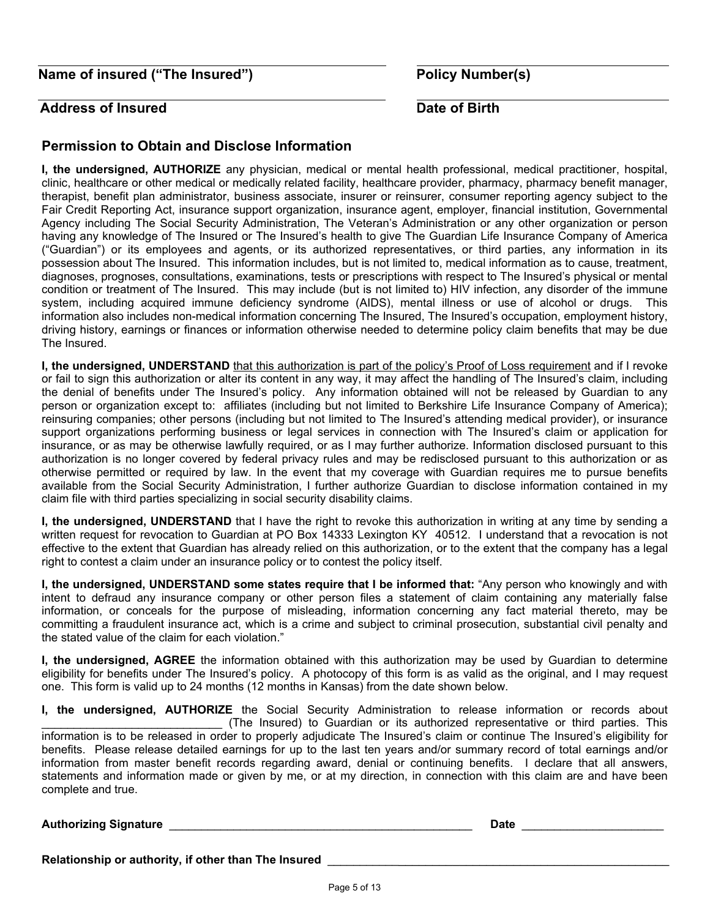**Name of insured ("The Insured")** ______________________ **Policy Number(s)** ______________________

**Address of Insured** ______________________ **Date of Birth** ______________________

## Permission to Obtain and Disclose Information

**I, the undersigned, AUTHORIZE** any physician, medical or mental health professional, medical practitioner, hospital, clinic, healthcare or other medical or medically related facility, healthcare provider, pharmacy, pharmacy benefit manager, therapist, benefit plan administrator, business associate, insurer or reinsurer, consumer reporting agency subject to the Fair Credit Reporting Act, insurance support organization, insurance agent, employer, financial institution, Governmental Agency including The Social Security Administration, The Veteran's Administration or any other organization or person having any knowledge of The Insured or The Insured's health to give The Guardian Life Insurance Company of America ("Guardian") or its employees and agents, or its authorized representatives, or third parties, any information in its possession about The Insured. This information includes, but is not limited to, medical information as to cause, treatment, diagnoses, prognoses, consultations, examinations, tests or prescriptions with respect to The Insured's physical or mental condition or treatment of The Insured. This may include (but is not limited to) HIV infection, any disorder of the immune system, including acquired immune deficiency syndrome (AIDS), mental illness or use of alcohol or drugs. This information also includes non-medical information concerning The Insured, The Insured's occupation, employment history, driving history, earnings or finances or information otherwise needed to determine policy claim benefits that may be due The Insured.

**I, the undersigned, UNDERSTAND** that this authorization is part of the policy's Proof of Loss requirement and if I revoke or fail to sign this authorization or alter its content in any way, it may affect the handling of The Insured's claim, including the denial of benefits under The Insured's policy. Any information obtained will not be released by Guardian to any person or organization except to: affiliates (including but not limited to Berkshire Life Insurance Company of America); reinsuring companies; other persons (including but not limited to The Insured's attending medical provider), or insurance support organizations performing business or legal services in connection with The Insured's claim or application for insurance, or as may be otherwise lawfully required, or as I may further authorize. Information disclosed pursuant to this authorization is no longer covered by federal privacy rules and may be redisclosed pursuant to this authorization or as otherwise permitted or required by law. In the event that my coverage with Guardian requires me to pursue benefits available from the Social Security Administration, I further authorize Guardian to disclose information contained in my claim file with third parties specializing in social security disability claims.

**I, the undersigned, UNDERSTAND** that I have the right to revoke this authorization in writing at any time by sending a written request for revocation to Guardian at PO Box 14333 Lexington KY 40512. I understand that a revocation is not effective to the extent that Guardian has already relied on this authorization, or to the extent that the company has a legal right to contest a claim under an insurance policy or to contest the policy itself.

**I, the undersigned, UNDERSTAND some states require that I be informed that:** "Any person who knowingly and with intent to defraud any insurance company or other person files a statement of claim containing any materially false information, or conceals for the purpose of misleading, information concerning any fact material thereto, may be committing a fraudulent insurance act, which is a crime and subject to criminal prosecution, substantial civil penalty and the stated value of the claim for each violation."

**I, the undersigned, AGREE** the information obtained with this authorization may be used by Guardian to determine eligibility for benefits under The Insured's policy. A photocopy of this form is as valid as the original, and I may request one. This form is valid up to 24 months (12 months in Kansas) from the date shown below.

**I, the undersigned, AUTHORIZE** the Social Security Administration to release information or records about ____________________________ (The Insured) to Guardian or its authorized representative or third parties. This information is to be released in order to properly adjudicate The Insured's claim or continue The Insured's eligibility for benefits. Please release detailed earnings for up to the last ten years and/or summary record of total earnings and/or information from master benefit records regarding award, denial or continuing benefits. I declare that all answers, statements and information made or given by me, or at my direction, in connection with this claim are and have been complete and true.

**Authorizing Signature** ________________________________________________ **Date** ______________________

**Relationship or authority, if other than The Insured** ________________________________________________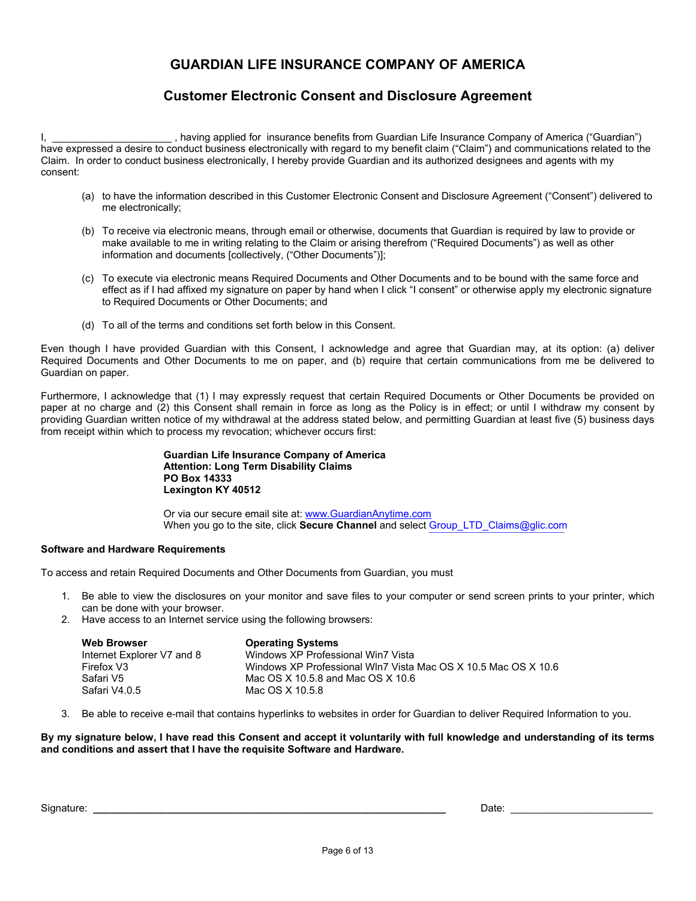# GUARDIAN LIFE INSURANCE COMPANY OF AMERICA

## Customer Electronic Consent and Disclosure Agreement

I, _____________________ , having applied for insurance benefits from Guardian Life Insurance Company of America ("Guardian") have expressed a desire to conduct business electronically with regard to my benefit claim ("Claim") and communications related to the Claim. In order to conduct business electronically, I hereby provide Guardian and its authorized designees and agents with my consent:

(a) to have the information described in this Customer Electronic Consent and Disclosure Agreement ("Consent") delivered to me electronically;

(b) To receive via electronic means, through email or otherwise, documents that Guardian is required by law to provide or make available to me in writing relating to the Claim or arising therefrom ("Required Documents") as well as other information and documents [collectively, ("Other Documents")];

(c) To execute via electronic means Required Documents and Other Documents and to be bound with the same force and effect as if I had affixed my signature on paper by hand when I click "I consent" or otherwise apply my electronic signature to Required Documents or Other Documents; and

(d) To all of the terms and conditions set forth below in this Consent.

Even though I have provided Guardian with this Consent, I acknowledge and agree that Guardian may, at its option: (a) deliver Required Documents and Other Documents to me on paper, and (b) require that certain communications from me be delivered to Guardian on paper.

Furthermore, I acknowledge that (1) I may expressly request that certain Required Documents or Other Documents be provided on paper at no charge and (2) this Consent shall remain in force as long as the Policy is in effect; or until I withdraw my consent by providing Guardian written notice of my withdrawal at the address stated below, and permitting Guardian at least five (5) business days from receipt within which to process my revocation; whichever occurs first:

**Guardian Life Insurance Company of America**
**Attention: Long Term Disability Claims**
**PO Box 14333**
**Lexington KY 40512**

Or via our secure email site at: www.GuardianAnytime.com
When you go to the site, click **Secure Channel** and select Group_LTD_Claims@glic.com

**Software and Hardware Requirements**

To access and retain Required Documents and Other Documents from Guardian, you must

1. Be able to view the disclosures on your monitor and save files to your computer or send screen prints to your printer, which can be done with your browser.
2. Have access to an Internet service using the following browsers:

| **Web Browser** | **Operating Systems** |
|---|---|
| Internet Explorer V7 and 8 | Windows XP Professional Win7 Vista |
| Firefox V3 | Windows XP Professional WIn7 Vista Mac OS X 10.5 Mac OS X 10.6 |
| Safari V5 | Mac OS X 10.5.8 and Mac OS X 10.6 |
| Safari V4.0.5 | Mac OS X 10.5.8 |

3. Be able to receive e-mail that contains hyperlinks to websites in order for Guardian to deliver Required Information to you.

**By my signature below, I have read this Consent and accept it voluntarily with full knowledge and understanding of its terms and conditions and assert that I have the requisite Software and Hardware.**

Signature: ______________________________________________ Date: ________________________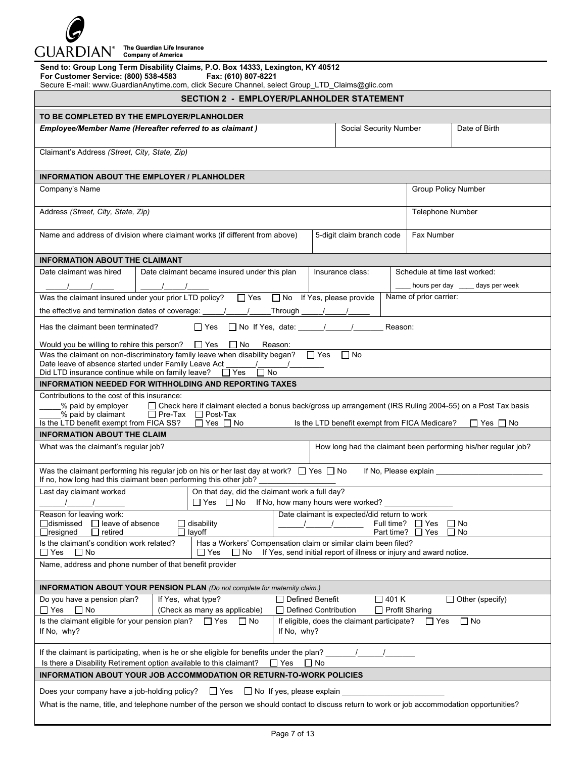GUARDIAN® The Guardian Life Insurance Company of America

**Send to: Group Long Term Disability Claims, P.O. Box 14333, Lexington, KY 40512**
**For Customer Service: (800) 538-4583 Fax: (610) 807-8221**
Secure E-mail: www.GuardianAnytime.com, click Secure Channel, select Group_LTD_Claims@glic.com

## SECTION 2 - EMPLOYER/PLANHOLDER STATEMENT

### TO BE COMPLETED BY THE EMPLOYER/PLANHOLDER

| *Employee/Member Name (Hereafter referred to as claimant )* | Social Security Number | Date of Birth |
|---|---|---|
| | | |

Claimant's Address *(Street, City, State, Zip)*

### INFORMATION ABOUT THE EMPLOYER / PLANHOLDER

| Company's Name | | Group Policy Number |
|---|---|---|
| Address *(Street, City, State, Zip)* | | Telephone Number |
| Name and address of division where claimant works (if different from above) | 5-digit claim branch code | Fax Number |

### INFORMATION ABOUT THE CLAIMANT

| Date claimant was hired | Date claimant became insured under this plan | Insurance class: | Schedule at time last worked: |
|---|---|---|---|
| _____/_____/_____ | _____/_____/_____ | | ____ hours per day ____ days per week |

Was the claimant insured under your prior LTD policy? ☐ Yes ☐ No If Yes, please provide the effective and termination dates of coverage: _____/_____/_____Through _____/_____/_____

Name of prior carrier:

Has the claimant been terminated? ☐ Yes ☐ No If Yes, date: ______/______/_______ Reason:

Would you be willing to rehire this person? ☐ Yes ☐ No Reason:

Was the claimant on non-discriminatory family leave when disability began? ☐ Yes ☐ No
Date leave of absence started under Family Leave Act _______/_______/________
Did LTD insurance continue while on family leave? ☐ Yes ☐ No

### INFORMATION NEEDED FOR WITHHOLDING AND REPORTING TAXES

Contributions to the cost of this insurance:
_____% paid by employer ☐ Check here if claimant elected a bonus back/gross up arrangement (IRS Ruling 2004-55) on a Post Tax basis
_____% paid by claimant ☐ Pre-Tax ☐ Post-Tax
Is the LTD benefit exempt from FICA SS? ☐ Yes ☐ No Is the LTD benefit exempt from FICA Medicare? ☐ Yes ☐ No

### INFORMATION ABOUT THE CLAIM

| What was the claimant's regular job? | How long had the claimant been performing his/her regular job? |
|---|---|
| | |

Was the claimant performing his regular job on his or her last day at work? ☐ Yes ☐ No If No, Please explain ________________________
If no, how long had this claimant been performing this other job? _________________

| Last day claimant worked | On that day, did the claimant work a full day? |
|---|---|
| ______/______/_______ | ☐ Yes ☐ No If No, how many hours were worked? _______________ |

| Reason for leaving work: | Date claimant is expected/did return to work |
|---|---|
| ☐dismissed ☐ leave of absence ☐ disability ☐resigned ☐ retired ☐ layoff | ______/______/_______ Full time? ☐ Yes ☐ No Part time? ☐ Yes ☐ No |

| Is the claimant's condition work related? | Has a Workers' Compensation claim or similar claim been filed? |
|---|---|
| ☐ Yes ☐ No | ☐ Yes ☐ No If Yes, send initial report of illness or injury and award notice. |

Name, address and phone number of that benefit provider

### INFORMATION ABOUT YOUR PENSION PLAN *(Do not complete for maternity claim.)*

| Do you have a pension plan? | If Yes, what type? (Check as many as applicable) | ☐ Defined Benefit ☐ Defined Contribution | ☐ 401 K ☐ Profit Sharing | ☐ Other (specify) |
|---|---|---|---|---|
| ☐ Yes ☐ No | | | | |

| Is the claimant eligible for your pension plan? ☐ Yes ☐ No | If eligible, does the claimant participate? ☐ Yes ☐ No |
|---|---|
| If No, why? | If No, why? |

If the claimant is participating, when is he or she eligible for benefits under the plan? ______/______/_______
Is there a Disability Retirement option available to this claimant? ☐ Yes ☐ No

### INFORMATION ABOUT YOUR JOB ACCOMMODATION OR RETURN-TO-WORK POLICIES

Does your company have a job-holding policy? ☐ Yes ☐ No If yes, please explain ________________________

What is the name, title, and telephone number of the person we should contact to discuss return to work or job accommodation opportunities?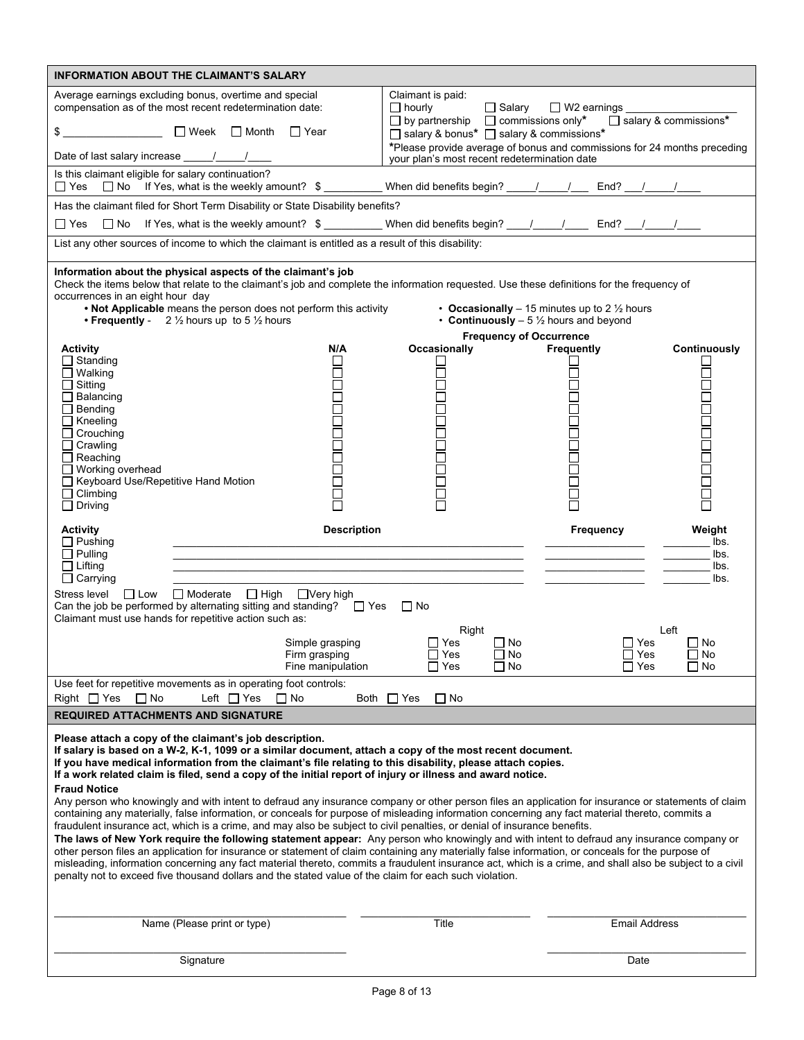## INFORMATION ABOUT THE CLAIMANT'S SALARY

Average earnings excluding bonus, overtime and special compensation as of the most recent redetermination date:

$ ________________ ☐ Week ☐ Month ☐ Year

Date of last salary increase _____/_____/____

Claimant is paid:
☐ hourly ☐ Salary ☐ W2 earnings ___________________
☐ by partnership ☐ commissions only* ☐ salary & commissions*
☐ salary & bonus* ☐ salary & commissions*

*Please provide average of bonus and commissions for 24 months preceding your plan's most recent redetermination date

Is this claimant eligible for salary continuation?
☐ Yes ☐ No If Yes, what is the weekly amount? $ __________ When did benefits begin? _____/_____/___ End? ___/_____/____

Has the claimant filed for Short Term Disability or State Disability benefits?

☐ Yes ☐ No If Yes, what is the weekly amount? $ __________ When did benefits begin? ____/_____/____ End? ___/_____/____

List any other sources of income to which the claimant is entitled as a result of this disability:

**Information about the physical aspects of the claimant's job**

Check the items below that relate to the claimant's job and complete the information requested. Use these definitions for the frequency of occurrences in an eight hour day

- **Not Applicable** means the person does not perform this activity
- **Occasionally** – 15 minutes up to 2 ½ hours
- **Frequently** - 2 ½ hours up to 5 ½ hours
- **Continuously** – 5 ½ hours and beyond

| | | Frequency of Occurrence | | |
|---|---|---|---|---|
| **Activity** | **N/A** | **Occasionally** | **Frequently** | **Continuously** |
| ☐ Standing | ☐ | ☐ | ☐ | ☐ |
| ☐ Walking | ☐ | ☐ | ☐ | ☐ |
| ☐ Sitting | ☐ | ☐ | ☐ | ☐ |
| ☐ Balancing | ☐ | ☐ | ☐ | ☐ |
| ☐ Bending | ☐ | ☐ | ☐ | ☐ |
| ☐ Kneeling | ☐ | ☐ | ☐ | ☐ |
| ☐ Crouching | ☐ | ☐ | ☐ | ☐ |
| ☐ Crawling | ☐ | ☐ | ☐ | ☐ |
| ☐ Reaching | ☐ | ☐ | ☐ | ☐ |
| ☐ Working overhead | ☐ | ☐ | ☐ | ☐ |
| ☐ Keyboard Use/Repetitive Hand Motion | ☐ | ☐ | ☐ | ☐ |
| ☐ Climbing | ☐ | ☐ | ☐ | ☐ |
| ☐ Driving | ☐ | ☐ | ☐ | ☐ |

| **Activity** | **Description** | **Frequency** | **Weight** |
|---|---|---|---|
| ☐ Pushing | | | lbs. |
| ☐ Pulling | | | lbs. |
| ☐ Lifting | | | lbs. |
| ☐ Carrying | | | lbs. |

Stress level ☐ Low ☐ Moderate ☐ High ☐ Very high

Can the job be performed by alternating sitting and standing? ☐ Yes ☐ No

Claimant must use hands for repetitive action such as:

| | Right | | Left | |
|---|---|---|---|---|
| Simple grasping | ☐ Yes | ☐ No | ☐ Yes | ☐ No |
| Firm grasping | ☐ Yes | ☐ No | ☐ Yes | ☐ No |
| Fine manipulation | ☐ Yes | ☐ No | ☐ Yes | ☐ No |

Use feet for repetitive movements as in operating foot controls:

Right ☐ Yes ☐ No Left ☐ Yes ☐ No Both ☐ Yes ☐ No

## REQUIRED ATTACHMENTS AND SIGNATURE

**Please attach a copy of the claimant's job description.**
**If salary is based on a W-2, K-1, 1099 or a similar document, attach a copy of the most recent document.**
**If you have medical information from the claimant's file relating to this disability, please attach copies.**
**If a work related claim is filed, send a copy of the initial report of injury or illness and award notice.**

**Fraud Notice**

Any person who knowingly and with intent to defraud any insurance company or other person files an application for insurance or statements of claim containing any materially, false information, or conceals for purpose of misleading information concerning any fact material thereto, commits a fraudulent insurance act, which is a crime, and may also be subject to civil penalties, or denial of insurance benefits.

**The laws of New York require the following statement appear:** Any person who knowingly and with intent to defraud any insurance company or other person files an application for insurance or statement of claim containing any materially false information, or conceals for the purpose of misleading, information concerning any fact material thereto, commits a fraudulent insurance act, which is a crime, and shall also be subject to a civil penalty not to exceed five thousand dollars and the stated value of the claim for each such violation.

_______________________________ Name (Please print or type)

_______________________________ Title

_______________________________ Email Address

_______________________________ Signature

_______________________________ Date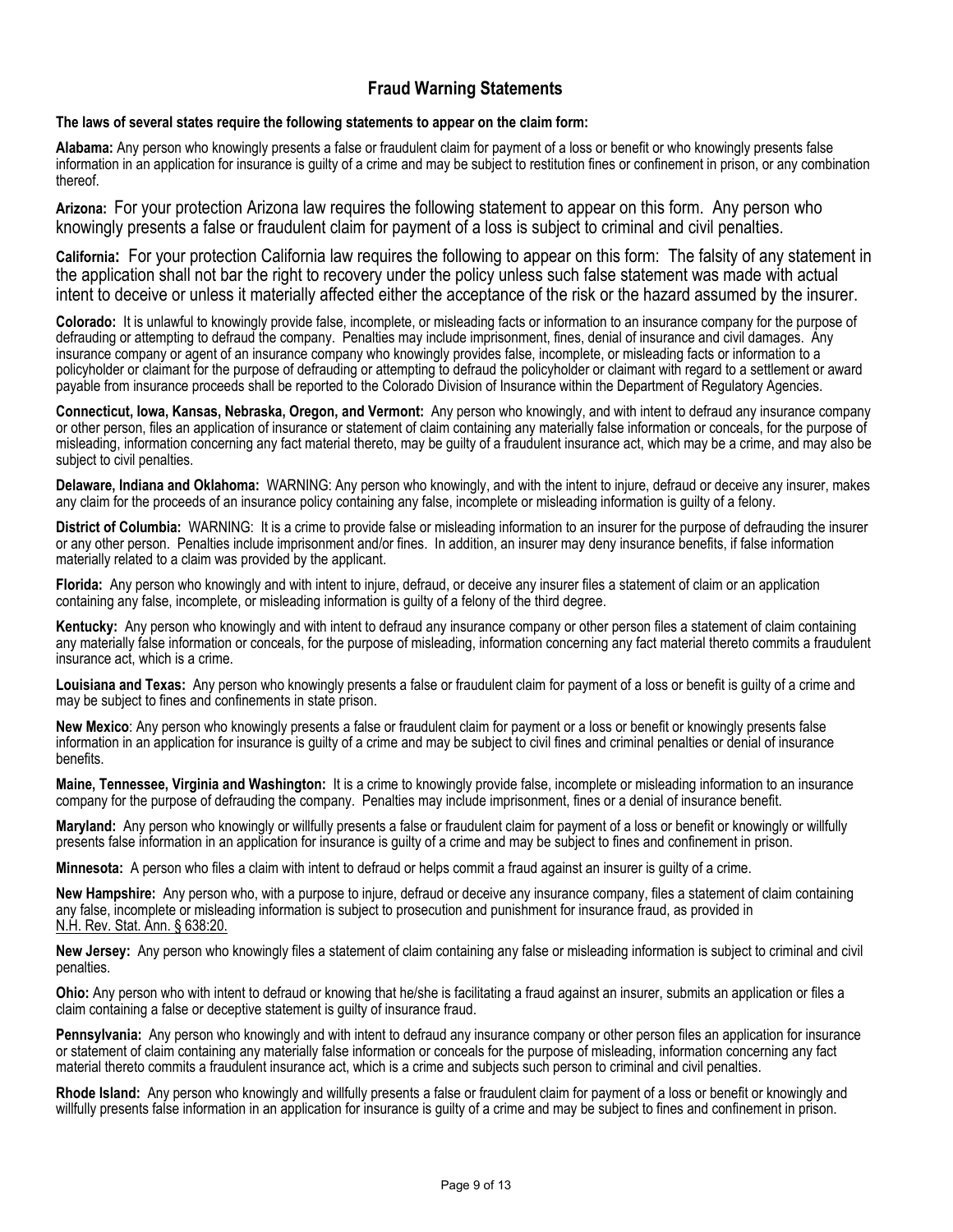## Fraud Warning Statements

**The laws of several states require the following statements to appear on the claim form:**

**Alabama:** Any person who knowingly presents a false or fraudulent claim for payment of a loss or benefit or who knowingly presents false information in an application for insurance is guilty of a crime and may be subject to restitution fines or confinement in prison, or any combination thereof.

**Arizona:** For your protection Arizona law requires the following statement to appear on this form. Any person who knowingly presents a false or fraudulent claim for payment of a loss is subject to criminal and civil penalties.

**California:** For your protection California law requires the following to appear on this form: The falsity of any statement in the application shall not bar the right to recovery under the policy unless such false statement was made with actual intent to deceive or unless it materially affected either the acceptance of the risk or the hazard assumed by the insurer.

**Colorado:** It is unlawful to knowingly provide false, incomplete, or misleading facts or information to an insurance company for the purpose of defrauding or attempting to defraud the company. Penalties may include imprisonment, fines, denial of insurance and civil damages. Any insurance company or agent of an insurance company who knowingly provides false, incomplete, or misleading facts or information to a policyholder or claimant for the purpose of defrauding or attempting to defraud the policyholder or claimant with regard to a settlement or award payable from insurance proceeds shall be reported to the Colorado Division of Insurance within the Department of Regulatory Agencies.

**Connecticut, Iowa, Kansas, Nebraska, Oregon, and Vermont:** Any person who knowingly, and with intent to defraud any insurance company or other person, files an application of insurance or statement of claim containing any materially false information or conceals, for the purpose of misleading, information concerning any fact material thereto, may be guilty of a fraudulent insurance act, which may be a crime, and may also be subject to civil penalties.

**Delaware, Indiana and Oklahoma:** WARNING: Any person who knowingly, and with the intent to injure, defraud or deceive any insurer, makes any claim for the proceeds of an insurance policy containing any false, incomplete or misleading information is guilty of a felony.

**District of Columbia:** WARNING: It is a crime to provide false or misleading information to an insurer for the purpose of defrauding the insurer or any other person. Penalties include imprisonment and/or fines. In addition, an insurer may deny insurance benefits, if false information materially related to a claim was provided by the applicant.

**Florida:** Any person who knowingly and with intent to injure, defraud, or deceive any insurer files a statement of claim or an application containing any false, incomplete, or misleading information is guilty of a felony of the third degree.

**Kentucky:** Any person who knowingly and with intent to defraud any insurance company or other person files a statement of claim containing any materially false information or conceals, for the purpose of misleading, information concerning any fact material thereto commits a fraudulent insurance act, which is a crime.

**Louisiana and Texas:** Any person who knowingly presents a false or fraudulent claim for payment of a loss or benefit is guilty of a crime and may be subject to fines and confinements in state prison.

**New Mexico**: Any person who knowingly presents a false or fraudulent claim for payment or a loss or benefit or knowingly presents false information in an application for insurance is guilty of a crime and may be subject to civil fines and criminal penalties or denial of insurance benefits.

**Maine, Tennessee, Virginia and Washington:** It is a crime to knowingly provide false, incomplete or misleading information to an insurance company for the purpose of defrauding the company. Penalties may include imprisonment, fines or a denial of insurance benefit.

**Maryland:** Any person who knowingly or willfully presents a false or fraudulent claim for payment of a loss or benefit or knowingly or willfully presents false information in an application for insurance is guilty of a crime and may be subject to fines and confinement in prison.

**Minnesota:** A person who files a claim with intent to defraud or helps commit a fraud against an insurer is guilty of a crime.

**New Hampshire:** Any person who, with a purpose to injure, defraud or deceive any insurance company, files a statement of claim containing any false, incomplete or misleading information is subject to prosecution and punishment for insurance fraud, as provided in N.H. Rev. Stat. Ann. § 638:20.

**New Jersey:** Any person who knowingly files a statement of claim containing any false or misleading information is subject to criminal and civil penalties.

**Ohio:** Any person who with intent to defraud or knowing that he/she is facilitating a fraud against an insurer, submits an application or files a claim containing a false or deceptive statement is guilty of insurance fraud.

**Pennsylvania:** Any person who knowingly and with intent to defraud any insurance company or other person files an application for insurance or statement of claim containing any materially false information or conceals for the purpose of misleading, information concerning any fact material thereto commits a fraudulent insurance act, which is a crime and subjects such person to criminal and civil penalties.

**Rhode Island:** Any person who knowingly and willfully presents a false or fraudulent claim for payment of a loss or benefit or knowingly and willfully presents false information in an application for insurance is guilty of a crime and may be subject to fines and confinement in prison.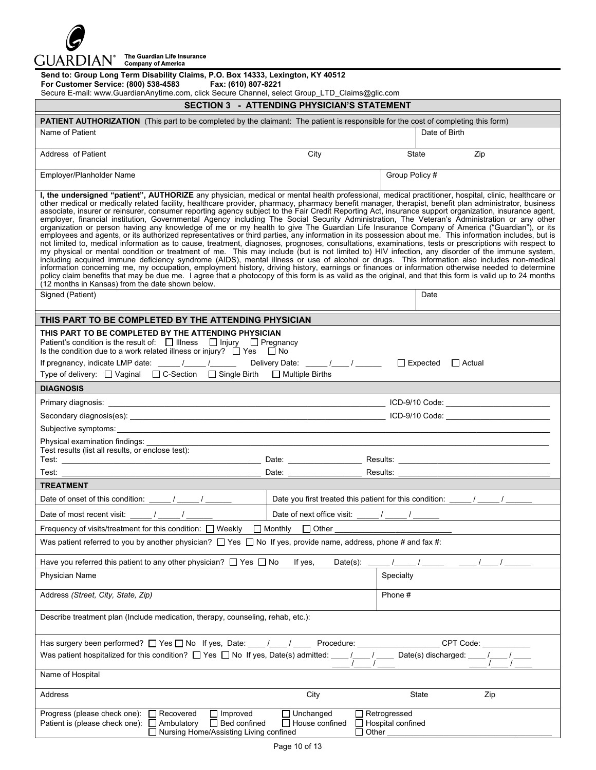GUARDIAN® The Guardian Life Insurance Company of America

**Send to: Group Long Term Disability Claims, P.O. Box 14333, Lexington, KY 40512**
**For Customer Service: (800) 538-4583 Fax: (610) 807-8221**
Secure E-mail: www.GuardianAnytime.com, click Secure Channel, select Group_LTD_Claims@glic.com

## SECTION 3 - ATTENDING PHYSICIAN'S STATEMENT

**PATIENT AUTHORIZATION** (This part to be completed by the claimant: The patient is responsible for the cost of completing this form)

| | | | |
|---|---|---|---|
| Name of Patient | | | Date of Birth |
| Address of Patient | City | State | Zip |
| Employer/Planholder Name | | Group Policy # | |

**I, the undersigned "patient", AUTHORIZE** any physician, medical or mental health professional, medical practitioner, hospital, clinic, healthcare or other medical or medically related facility, healthcare provider, pharmacy, pharmacy benefit manager, therapist, benefit plan administrator, business associate, insurer or reinsurer, consumer reporting agency subject to the Fair Credit Reporting Act, insurance support organization, insurance agent, employer, financial institution, Governmental Agency including The Social Security Administration, The Veteran's Administration or any other organization or person having any knowledge of me or my health to give The Guardian Life Insurance Company of America ("Guardian"), or its employees and agents, or its authorized representatives or third parties, any information in its possession about me. This information includes, but is not limited to, medical information as to cause, treatment, diagnoses, prognoses, consultations, examinations, tests or prescriptions with respect to my physical or mental condition or treatment of me. This may include (but is not limited to) HIV infection, any disorder of the immune system, including acquired immune deficiency syndrome (AIDS), mental illness or use of alcohol or drugs. This information also includes non-medical information concerning me, my occupation, employment history, driving history, earnings or finances or information otherwise needed to determine policy claim benefits that may be due me. I agree that a photocopy of this form is as valid as the original, and that this form is valid up to 24 months (12 months in Kansas) from the date shown below.

| | |
|---|---|
| Signed (Patient) | Date |

### THIS PART TO BE COMPLETED BY THE ATTENDING PHYSICIAN

**THIS PART TO BE COMPLETED BY THE ATTENDING PHYSICIAN**
Patient's condition is the result of: ☐ Illness ☐ Injury ☐ Pregnancy
Is the condition due to a work related illness or injury? ☐ Yes ☐ No
If pregnancy, indicate LMP date: _____ /_____ /______ Delivery Date: _____ /____ / ______ ☐ Expected ☐ Actual
Type of delivery: ☐ Vaginal ☐ C-Section ☐ Single Birth ☐ Multiple Births

### DIAGNOSIS

Primary diagnosis: ______________________________ ICD-9/10 Code: ____________

Secondary diagnosis(es): ______________________________ ICD-9/10 Code: ____________

Subjective symptoms: ______________________________

Physical examination findings: ______________________________

Test results (list all results, or enclose test):

Test: ____________________ Date: ____________ Results: ____________________

Test: ____________________ Date: ____________ Results: ____________________

### TREATMENT

| | |
|---|---|
| Date of onset of this condition: _____ / _____ / ______ | Date you first treated this patient for this condition: _____ / _____ / ______ |
| Date of most recent visit: _____ / _____ / ______ | Date of next office visit: _____ / _____ / ______ |

Frequency of visits/treatment for this condition: ☐ Weekly ☐ Monthly ☐ Other ____________

Was patient referred to you by another physician? ☐ Yes ☐ No If yes, provide name, address, phone # and fax #:

Have you referred this patient to any other physician? ☐ Yes ☐ No If yes, Date(s): _____ /_____ / _____ ____ /____ / ______

| | |
|---|---|
| Physician Name | Specialty |
| Address *(Street, City, State, Zip)* | Phone # |

Describe treatment plan (Include medication, therapy, counseling, rehab, etc.):

Has surgery been performed? ☐ Yes ☐ No If yes, Date: ____ /____ / ____ Procedure: ____________ CPT Code: ________

Was patient hospitalized for this condition? ☐ Yes ☐ No If yes, Date(s) admitted: ____ /____ / ____ ____ /____ / ____ Date(s) discharged: ____ /____ / ____ ____ /____ / ____

| | | | |
|---|---|---|---|
| Name of Hospital | | | |
| Address | City | State | Zip |

Progress (please check one): ☐ Recovered ☐ Improved ☐ Unchanged ☐ Retrogressed
Patient is (please check one): ☐ Ambulatory ☐ Bed confined ☐ House confined ☐ Hospital confined ☐ Nursing Home/Assisting Living confined ☐ Other ____________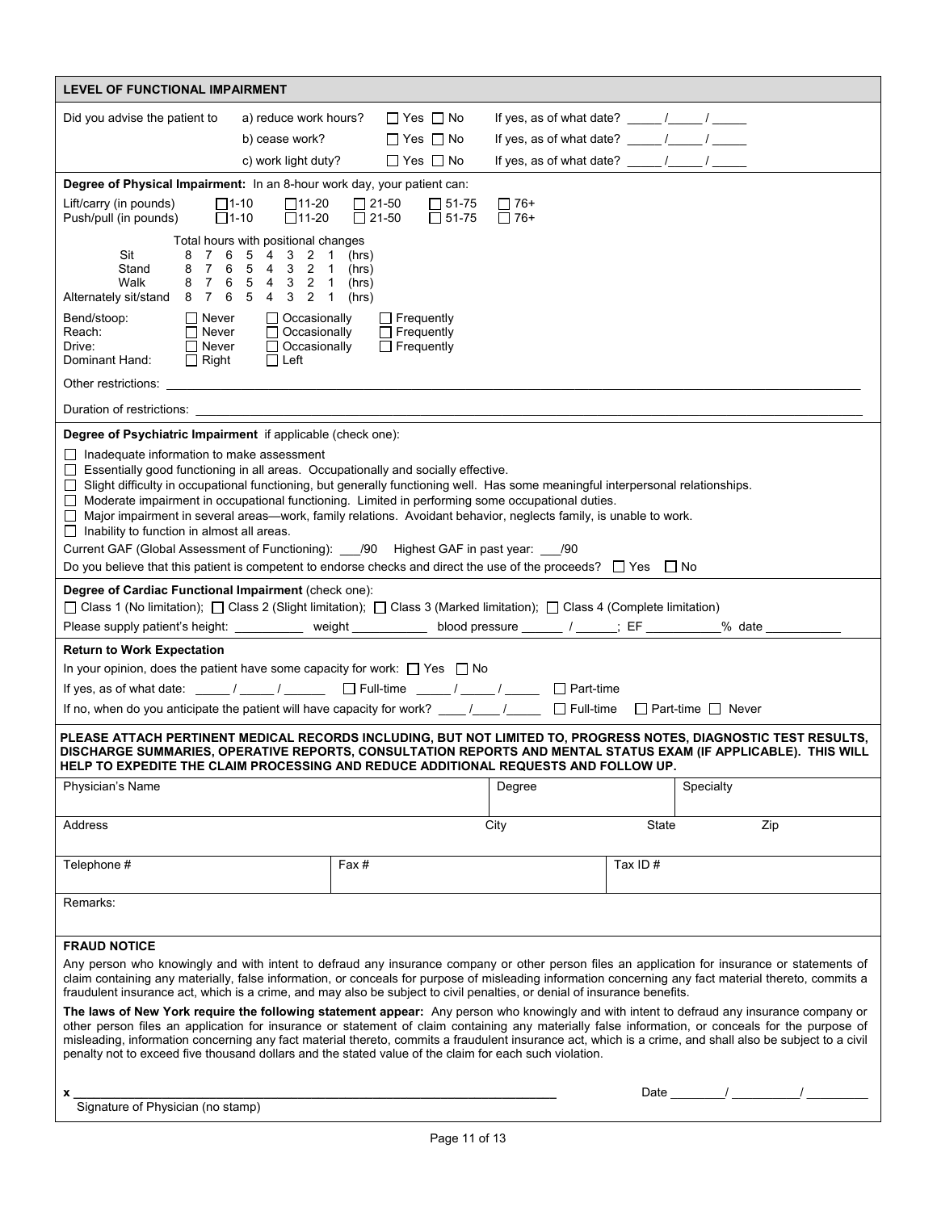## LEVEL OF FUNCTIONAL IMPAIRMENT

Did you advise the patient to

a) reduce work hours? ☐ Yes ☐ No If yes, as of what date? _____ /_____ / _____

b) cease work? ☐ Yes ☐ No If yes, as of what date? _____ /_____ / _____

c) work light duty? ☐ Yes ☐ No If yes, as of what date? _____ /_____ / _____

**Degree of Physical Impairment:** In an 8-hour work day, your patient can:

| | | | | | |
|---|---|---|---|---|---|
| Lift/carry (in pounds) | ☐ 1-10 | ☐ 11-20 | ☐ 21-50 | ☐ 51-75 | ☐ 76+ |
| Push/pull (in pounds) | ☐ 1-10 | ☐ 11-20 | ☐ 21-50 | ☐ 51-75 | ☐ 76+ |

Total hours with positional changes

| | | | | | | | | | |
|---|---|---|---|---|---|---|---|---|---|
| Sit | 8 | 7 | 6 | 5 | 4 | 3 | 2 | 1 | (hrs) |
| Stand | 8 | 7 | 6 | 5 | 4 | 3 | 2 | 1 | (hrs) |
| Walk | 8 | 7 | 6 | 5 | 4 | 3 | 2 | 1 | (hrs) |
| Alternately sit/stand | 8 | 7 | 6 | 5 | 4 | 3 | 2 | 1 | (hrs) |

| | | | |
|---|---|---|---|
| Bend/stoop: | ☐ Never | ☐ Occasionally | ☐ Frequently |
| Reach: | ☐ Never | ☐ Occasionally | ☐ Frequently |
| Drive: | ☐ Never | ☐ Occasionally | ☐ Frequently |
| Dominant Hand: | ☐ Right | ☐ Left | |

Other restrictions: ______________________________________________

Duration of restrictions: ______________________________________________

**Degree of Psychiatric Impairment** if applicable (check one):

☐ Inadequate information to make assessment
☐ Essentially good functioning in all areas. Occupationally and socially effective.
☐ Slight difficulty in occupational functioning, but generally functioning well. Has some meaningful interpersonal relationships.
☐ Moderate impairment in occupational functioning. Limited in performing some occupational duties.
☐ Major impairment in several areas—work, family relations. Avoidant behavior, neglects family, is unable to work.
☐ Inability to function in almost all areas.

Current GAF (Global Assessment of Functioning): ___/90 Highest GAF in past year: ___/90

Do you believe that this patient is competent to endorse checks and direct the use of the proceeds? ☐ Yes ☐ No

**Degree of Cardiac Functional Impairment** (check one):

☐ Class 1 (No limitation); ☐ Class 2 (Slight limitation); ☐ Class 3 (Marked limitation); ☐ Class 4 (Complete limitation)

Please supply patient's height: __________ weight ___________ blood pressure ______ / ______; EF __________% date ___________

**Return to Work Expectation**

In your opinion, does the patient have some capacity for work: ☐ Yes ☐ No

If yes, as of what date: _____ / _____ / ______ ☐ Full-time _____ / _____ / _____ ☐ Part-time

If no, when do you anticipate the patient will have capacity for work? ____/____/_____ ☐ Full-time ☐ Part-time ☐ Never

**PLEASE ATTACH PERTINENT MEDICAL RECORDS INCLUDING, BUT NOT LIMITED TO, PROGRESS NOTES, DIAGNOSTIC TEST RESULTS, DISCHARGE SUMMARIES, OPERATIVE REPORTS, CONSULTATION REPORTS AND MENTAL STATUS EXAM (IF APPLICABLE). THIS WILL HELP TO EXPEDITE THE CLAIM PROCESSING AND REDUCE ADDITIONAL REQUESTS AND FOLLOW UP.**

| | | | |
|---|---|---|---|
| Physician's Name | Degree | Specialty | |
| Address | City | State | Zip |
| Telephone # | Fax # | Tax ID # | |
| Remarks: | | | |

**FRAUD NOTICE**

Any person who knowingly and with intent to defraud any insurance company or other person files an application for insurance or statements of claim containing any materially, false information, or conceals for purpose of misleading information concerning any fact material thereto, commits a fraudulent insurance act, which is a crime, and may also be subject to civil penalties, or denial of insurance benefits.

**The laws of New York require the following statement appear:** Any person who knowingly and with intent to defraud any insurance company or other person files an application for insurance or statement of claim containing any materially false information, or conceals for the purpose of misleading, information concerning any fact material thereto, commits a fraudulent insurance act, which is a crime, and shall also be subject to a civil penalty not to exceed five thousand dollars and the stated value of the claim for each such violation.

x ______________________________________________ Date ________/ __________/ _________

Signature of Physician (no stamp)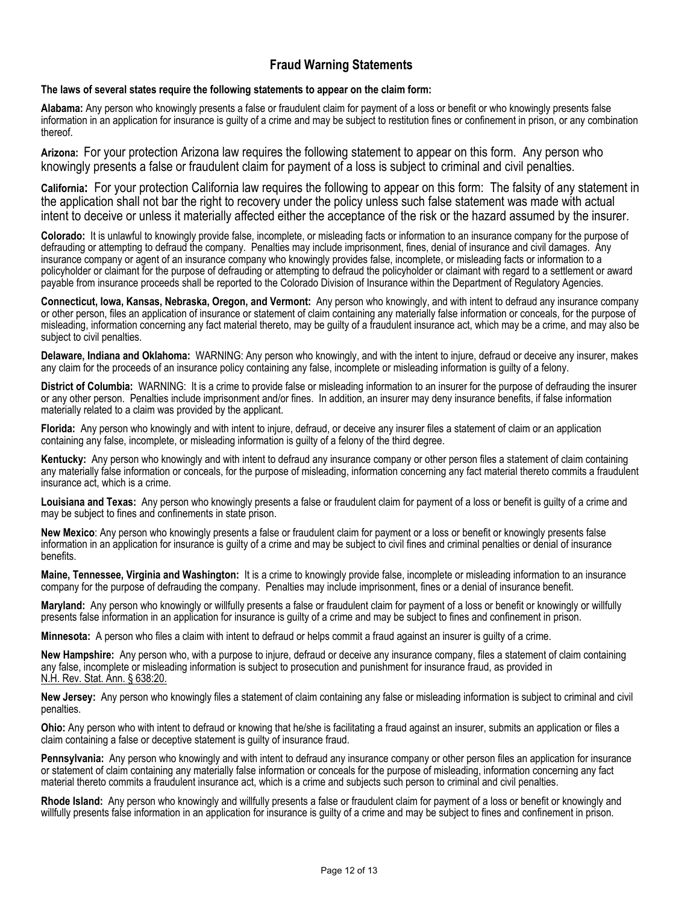## Fraud Warning Statements

**The laws of several states require the following statements to appear on the claim form:**

**Alabama:** Any person who knowingly presents a false or fraudulent claim for payment of a loss or benefit or who knowingly presents false information in an application for insurance is guilty of a crime and may be subject to restitution fines or confinement in prison, or any combination thereof.

**Arizona:** For your protection Arizona law requires the following statement to appear on this form. Any person who knowingly presents a false or fraudulent claim for payment of a loss is subject to criminal and civil penalties.

**California:** For your protection California law requires the following to appear on this form: The falsity of any statement in the application shall not bar the right to recovery under the policy unless such false statement was made with actual intent to deceive or unless it materially affected either the acceptance of the risk or the hazard assumed by the insurer.

**Colorado:** It is unlawful to knowingly provide false, incomplete, or misleading facts or information to an insurance company for the purpose of defrauding or attempting to defraud the company. Penalties may include imprisonment, fines, denial of insurance and civil damages. Any insurance company or agent of an insurance company who knowingly provides false, incomplete, or misleading facts or information to a policyholder or claimant for the purpose of defrauding or attempting to defraud the policyholder or claimant with regard to a settlement or award payable from insurance proceeds shall be reported to the Colorado Division of Insurance within the Department of Regulatory Agencies.

**Connecticut, Iowa, Kansas, Nebraska, Oregon, and Vermont:** Any person who knowingly, and with intent to defraud any insurance company or other person, files an application of insurance or statement of claim containing any materially false information or conceals, for the purpose of misleading, information concerning any fact material thereto, may be guilty of a fraudulent insurance act, which may be a crime, and may also be subject to civil penalties.

**Delaware, Indiana and Oklahoma:** WARNING: Any person who knowingly, and with the intent to injure, defraud or deceive any insurer, makes any claim for the proceeds of an insurance policy containing any false, incomplete or misleading information is guilty of a felony.

**District of Columbia:** WARNING: It is a crime to provide false or misleading information to an insurer for the purpose of defrauding the insurer or any other person. Penalties include imprisonment and/or fines. In addition, an insurer may deny insurance benefits, if false information materially related to a claim was provided by the applicant.

**Florida:** Any person who knowingly and with intent to injure, defraud, or deceive any insurer files a statement of claim or an application containing any false, incomplete, or misleading information is guilty of a felony of the third degree.

**Kentucky:** Any person who knowingly and with intent to defraud any insurance company or other person files a statement of claim containing any materially false information or conceals, for the purpose of misleading, information concerning any fact material thereto commits a fraudulent insurance act, which is a crime.

**Louisiana and Texas:** Any person who knowingly presents a false or fraudulent claim for payment of a loss or benefit is guilty of a crime and may be subject to fines and confinements in state prison.

**New Mexico**: Any person who knowingly presents a false or fraudulent claim for payment or a loss or benefit or knowingly presents false information in an application for insurance is guilty of a crime and may be subject to civil fines and criminal penalties or denial of insurance benefits.

**Maine, Tennessee, Virginia and Washington:** It is a crime to knowingly provide false, incomplete or misleading information to an insurance company for the purpose of defrauding the company. Penalties may include imprisonment, fines or a denial of insurance benefit.

**Maryland:** Any person who knowingly or willfully presents a false or fraudulent claim for payment of a loss or benefit or knowingly or willfully presents false information in an application for insurance is guilty of a crime and may be subject to fines and confinement in prison.

**Minnesota:** A person who files a claim with intent to defraud or helps commit a fraud against an insurer is guilty of a crime.

**New Hampshire:** Any person who, with a purpose to injure, defraud or deceive any insurance company, files a statement of claim containing any false, incomplete or misleading information is subject to prosecution and punishment for insurance fraud, as provided in N.H. Rev. Stat. Ann. § 638:20.

**New Jersey:** Any person who knowingly files a statement of claim containing any false or misleading information is subject to criminal and civil penalties.

**Ohio:** Any person who with intent to defraud or knowing that he/she is facilitating a fraud against an insurer, submits an application or files a claim containing a false or deceptive statement is guilty of insurance fraud.

**Pennsylvania:** Any person who knowingly and with intent to defraud any insurance company or other person files an application for insurance or statement of claim containing any materially false information or conceals for the purpose of misleading, information concerning any fact material thereto commits a fraudulent insurance act, which is a crime and subjects such person to criminal and civil penalties.

**Rhode Island:** Any person who knowingly and willfully presents a false or fraudulent claim for payment of a loss or benefit or knowingly and willfully presents false information in an application for insurance is guilty of a crime and may be subject to fines and confinement in prison.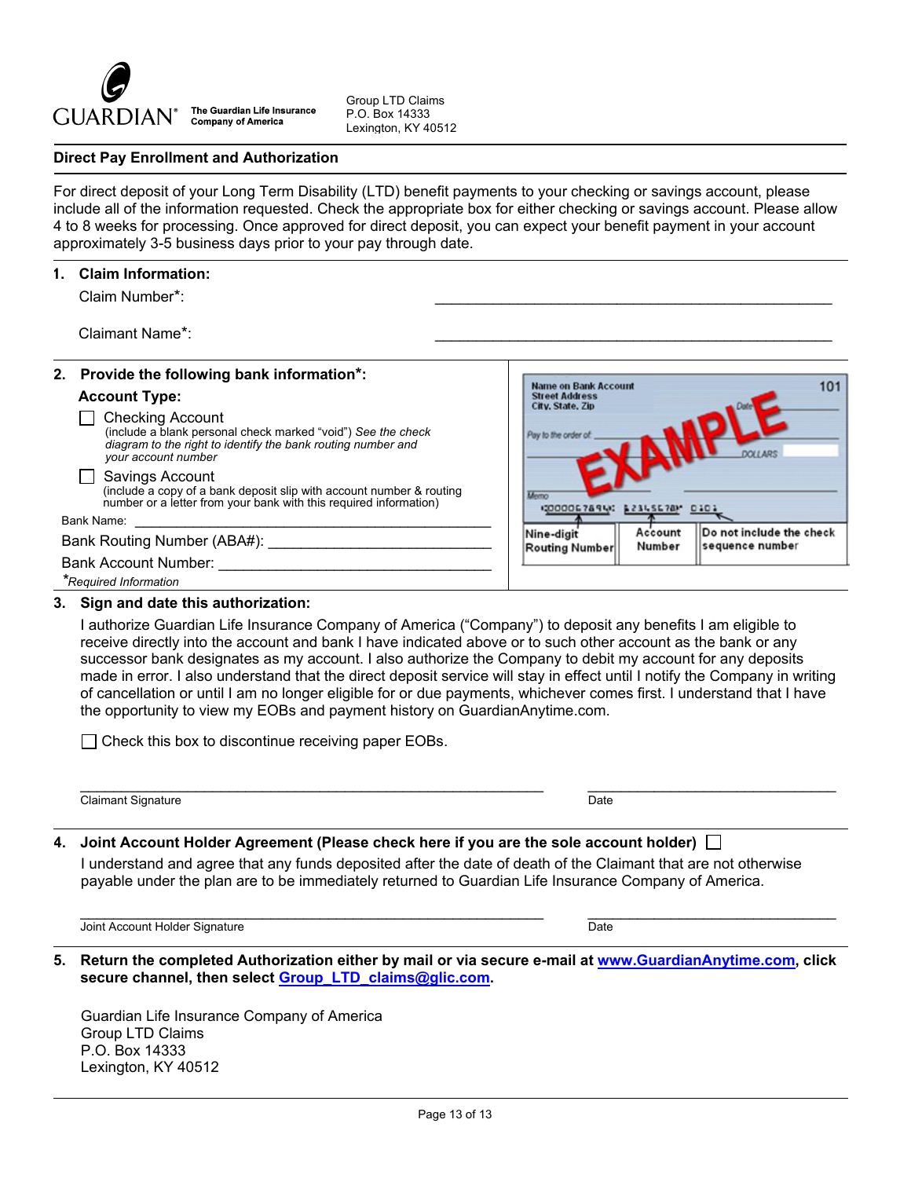GUARDIAN® The Guardian Life Insurance Company of America

Group LTD Claims
P.O. Box 14333
Lexington, KY 40512

## Direct Pay Enrollment and Authorization

For direct deposit of your Long Term Disability (LTD) benefit payments to your checking or savings account, please include all of the information requested. Check the appropriate box for either checking or savings account. Please allow 4 to 8 weeks for processing. Once approved for direct deposit, you can expect your benefit payment in your account approximately 3-5 business days prior to your pay through date.

**1. Claim Information:**

Claim Number*: ______________________________________________

Claimant Name*: ______________________________________________

**2. Provide the following bank information*:**

**Account Type:**

☐ Checking Account
(include a blank personal check marked "void") *See the check diagram to the right to identify the bank routing number and your account number*

☐ Savings Account
(include a copy of a bank deposit slip with account number & routing number or a letter from your bank with this required information)

Bank Name: ______________________________________________

Bank Routing Number (ABA#): ____________________________

Bank Account Number: __________________________________

**Required Information*

Name on Bank Account
Street Address
City, State, Zip
101
Date
Pay to the order of
DOLLARS
Memo
EXAMPLE

Nine-digit Routing Number | Account Number | Do not include the check sequence number

**3. Sign and date this authorization:**

I authorize Guardian Life Insurance Company of America ("Company") to deposit any benefits I am eligible to receive directly into the account and bank I have indicated above or to such other account as the bank or any successor bank designates as my account. I also authorize the Company to debit my account for any deposits made in error. I also understand that the direct deposit service will stay in effect until I notify the Company in writing of cancellation or until I am no longer eligible for or due payments, whichever comes first. I understand that I have the opportunity to view my EOBs and payment history on GuardianAnytime.com.

☐ Check this box to discontinue receiving paper EOBs.

______________________________________________ ______________________
Claimant Signature Date

**4. Joint Account Holder Agreement (Please check here if you are the sole account holder)** ☐

I understand and agree that any funds deposited after the date of death of the Claimant that are not otherwise payable under the plan are to be immediately returned to Guardian Life Insurance Company of America.

______________________________________________ ______________________
Joint Account Holder Signature Date

**5. Return the completed Authorization either by mail or via secure e-mail at www.GuardianAnytime.com, click secure channel, then select Group_LTD_claims@glic.com.**

Guardian Life Insurance Company of America
Group LTD Claims
P.O. Box 14333
Lexington, KY 40512